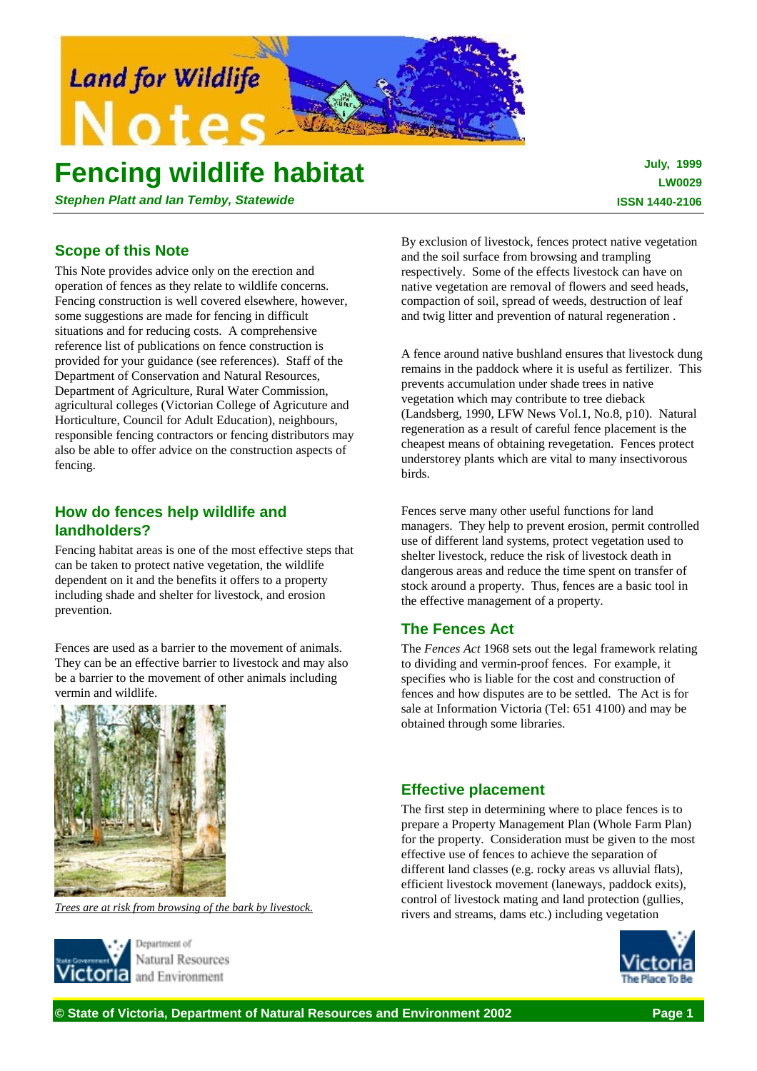# Fencing wildlife habitat

***Stephen Platt and Ian Temby, Statewide***

**July, 1999**
**LW0029**
**ISSN 1440-2106**

## Scope of this Note

This Note provides advice only on the erection and operation of fences as they relate to wildlife concerns. Fencing construction is well covered elsewhere, however, some suggestions are made for fencing in difficult situations and for reducing costs. A comprehensive reference list of publications on fence construction is provided for your guidance (see references). Staff of the Department of Conservation and Natural Resources, Department of Agriculture, Rural Water Commission, agricultural colleges (Victorian College of Agriculture and Horticulture, Council for Adult Education), neighbours, responsible fencing contractors or fencing distributors may also be able to offer advice on the construction aspects of fencing.

## How do fences help wildlife and landholders?

Fencing habitat areas is one of the most effective steps that can be taken to protect native vegetation, the wildlife dependent on it and the benefits it offers to a property including shade and shelter for livestock, and erosion prevention.

Fences are used as a barrier to the movement of animals. They can be an effective barrier to livestock and may also be a barrier to the movement of other animals including vermin and wildlife.

*Trees are at risk from browsing of the bark by livestock.*

By exclusion of livestock, fences protect native vegetation and the soil surface from browsing and trampling respectively. Some of the effects livestock can have on native vegetation are removal of flowers and seed heads, compaction of soil, spread of weeds, destruction of leaf and twig litter and prevention of natural regeneration .

A fence around native bushland ensures that livestock dung remains in the paddock where it is useful as fertilizer. This prevents accumulation under shade trees in native vegetation which may contribute to tree dieback (Landsberg, 1990, LFW News Vol.1, No.8, p10). Natural regeneration as a result of careful fence placement is the cheapest means of obtaining revegetation. Fences protect understorey plants which are vital to many insectivorous birds.

Fences serve many other useful functions for land managers. They help to prevent erosion, permit controlled use of different land systems, protect vegetation used to shelter livestock, reduce the risk of livestock death in dangerous areas and reduce the time spent on transfer of stock around a property. Thus, fences are a basic tool in the effective management of a property.

## The Fences Act

The *Fences Act* 1968 sets out the legal framework relating to dividing and vermin-proof fences. For example, it specifies who is liable for the cost and construction of fences and how disputes are to be settled. The Act is for sale at Information Victoria (Tel: 651 4100) and may be obtained through some libraries.

## Effective placement

The first step in determining where to place fences is to prepare a Property Management Plan (Whole Farm Plan) for the property. Consideration must be given to the most effective use of fences to achieve the separation of different land classes (e.g. rocky areas vs alluvial flats), efficient livestock movement (laneways, paddock exits), control of livestock mating and land protection (gullies, rivers and streams, dams etc.) including vegetation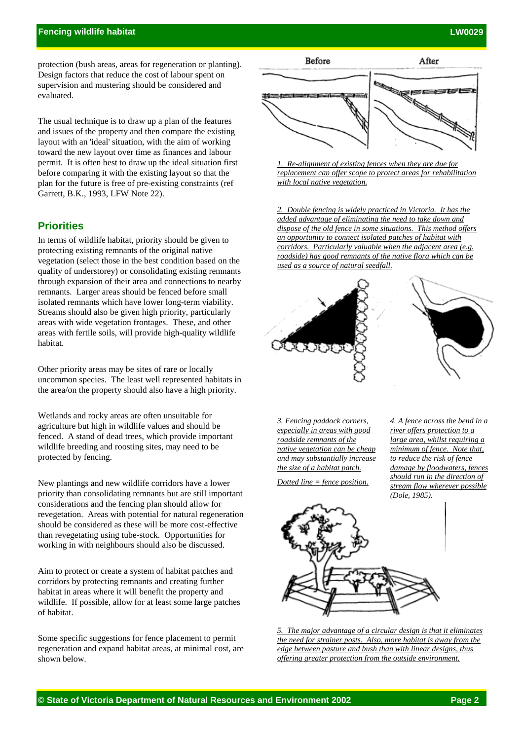protection (bush areas, areas for regeneration or planting). Design factors that reduce the cost of labour spent on supervision and mustering should be considered and evaluated.

The usual technique is to draw up a plan of the features and issues of the property and then compare the existing layout with an 'ideal' situation, with the aim of working toward the new layout over time as finances and labour permit. It is often best to draw up the ideal situation first before comparing it with the existing layout so that the plan for the future is free of pre-existing constraints (ref Garrett, B.K., 1993, LFW Note 22).

## Priorities

In terms of wildlife habitat, priority should be given to protecting existing remnants of the original native vegetation (select those in the best condition based on the quality of understorey) or consolidating existing remnants through expansion of their area and connections to nearby remnants. Larger areas should be fenced before small isolated remnants which have lower long-term viability. Streams should also be given high priority, particularly areas with wide vegetation frontages. These, and other areas with fertile soils, will provide high-quality wildlife habitat.

Other priority areas may be sites of rare or locally uncommon species. The least well represented habitats in the area/on the property should also have a high priority.

Wetlands and rocky areas are often unsuitable for agriculture but high in wildlife values and should be fenced. A stand of dead trees, which provide important wildlife breeding and roosting sites, may need to be protected by fencing.

New plantings and new wildlife corridors have a lower priority than consolidating remnants but are still important considerations and the fencing plan should allow for revegetation. Areas with potential for natural regeneration should be considered as these will be more cost-effective than revegetating using tube-stock. Opportunities for working in with neighbours should also be discussed.

Aim to protect or create a system of habitat patches and corridors by protecting remnants and creating further habitat in areas where it will benefit the property and wildlife. If possible, allow for at least some large patches of habitat.

Some specific suggestions for fence placement to permit regeneration and expand habitat areas, at minimal cost, are shown below.

Before    After

*1. Re-alignment of existing fences when they are due for replacement can offer scope to protect areas for rehabilitation with local native vegetation.*

*2. Double fencing is widely practiced in Victoria. It has the added advantage of eliminating the need to take down and dispose of the old fence in some situations. This method offers an opportunity to connect isolated patches of habitat with corridors. Particularly valuable when the adjacent area (e.g. roadside) has good remnants of the native flora which can be used as a source of natural seedfall.*

*3. Fencing paddock corners, especially in areas with good roadside remnants of the native vegetation can be cheap and may substantially increase the size of a habitat patch.*

*Dotted line = fence position.*

*4. A fence across the bend in a river offers protection to a large area, whilst requiring a minimum of fence. Note that, to reduce the risk of fence damage by floodwaters, fences should run in the direction of stream flow wherever possible (Dole, 1985).*

*5. The major advantage of a circular design is that it eliminates the need for strainer posts. Also, more habitat is away from the edge between pasture and bush than with linear designs, thus offering greater protection from the outside environment.*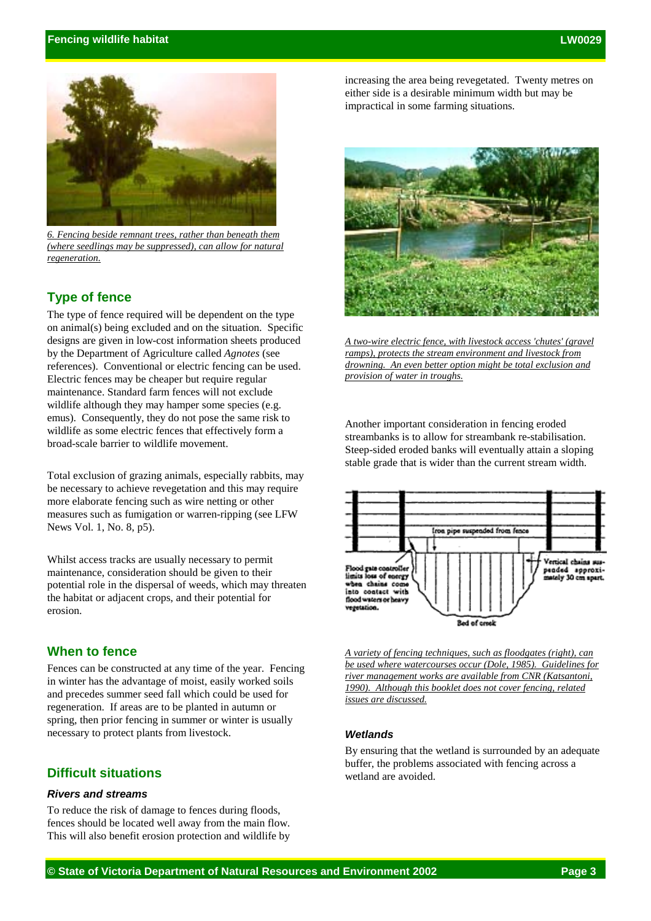*6. Fencing beside remnant trees, rather than beneath them (where seedlings may be suppressed), can allow for natural regeneration.*

## Type of fence

The type of fence required will be dependent on the type on animal(s) being excluded and on the situation. Specific designs are given in low-cost information sheets produced by the Department of Agriculture called *Agnotes* (see references). Conventional or electric fencing can be used. Electric fences may be cheaper but require regular maintenance. Standard farm fences will not exclude wildlife although they may hamper some species (e.g. emus). Consequently, they do not pose the same risk to wildlife as some electric fences that effectively form a broad-scale barrier to wildlife movement.

Total exclusion of grazing animals, especially rabbits, may be necessary to achieve revegetation and this may require more elaborate fencing such as wire netting or other measures such as fumigation or warren-ripping (see LFW News Vol. 1, No. 8, p5).

Whilst access tracks are usually necessary to permit maintenance, consideration should be given to their potential role in the dispersal of weeds, which may threaten the habitat or adjacent crops, and their potential for erosion.

## When to fence

Fences can be constructed at any time of the year. Fencing in winter has the advantage of moist, easily worked soils and precedes summer seed fall which could be used for regeneration. If areas are to be planted in autumn or spring, then prior fencing in summer or winter is usually necessary to protect plants from livestock.

## Difficult situations

### Rivers and streams

To reduce the risk of damage to fences during floods, fences should be located well away from the main flow. This will also benefit erosion protection and wildlife by increasing the area being revegetated. Twenty metres on either side is a desirable minimum width but may be impractical in some farming situations.

*A two-wire electric fence, with livestock access 'chutes' (gravel ramps), protects the stream environment and livestock from drowning. An even better option might be total exclusion and provision of water in troughs.*

Another important consideration in fencing eroded streambanks is to allow for streambank re-stabilisation. Steep-sided eroded banks will eventually attain a sloping stable grade that is wider than the current stream width.

*A variety of fencing techniques, such as floodgates (right), can be used where watercourses occur (Dole, 1985). Guidelines for river management works are available from CNR (Katsantoni, 1990). Although this booklet does not cover fencing, related issues are discussed.*

### Wetlands

By ensuring that the wetland is surrounded by an adequate buffer, the problems associated with fencing across a wetland are avoided.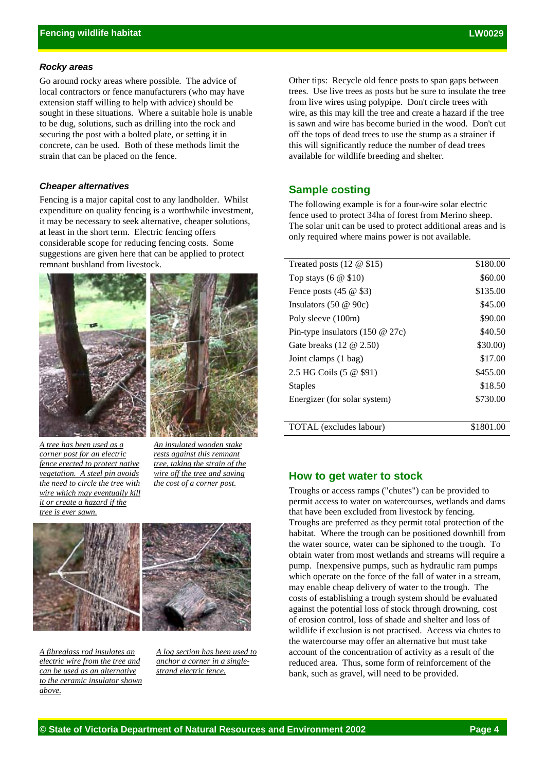### *Rocky areas*

Go around rocky areas where possible. The advice of local contractors or fence manufacturers (who may have extension staff willing to help with advice) should be sought in these situations. Where a suitable hole is unable to be dug, solutions, such as drilling into the rock and securing the post with a bolted plate, or setting it in concrete, can be used. Both of these methods limit the strain that can be placed on the fence.

### *Cheaper alternatives*

Fencing is a major capital cost to any landholder. Whilst expenditure on quality fencing is a worthwhile investment, it may be necessary to seek alternative, cheaper solutions, at least in the short term. Electric fencing offers considerable scope for reducing fencing costs. Some suggestions are given here that can be applied to protect remnant bushland from livestock.

*A tree has been used as a corner post for an electric fence erected to protect native vegetation. A steel pin avoids the need to circle the tree with wire which may eventually kill it or create a hazard if the tree is ever sawn.*

*An insulated wooden stake rests against this remnant tree, taking the strain of the wire off the tree and saving the cost of a corner post.*

*A fibreglass rod insulates an electric wire from the tree and can be used as an alternative to the ceramic insulator shown above.*

*A log section has been used to anchor a corner in a single-strand electric fence.*

Other tips: Recycle old fence posts to span gaps between trees. Use live trees as posts but be sure to insulate the tree from live wires using polypipe. Don't circle trees with wire, as this may kill the tree and create a hazard if the tree is sawn and wire has become buried in the wood. Don't cut off the tops of dead trees to use the stump as a strainer if this will significantly reduce the number of dead trees available for wildlife breeding and shelter.

## Sample costing

The following example is for a four-wire solar electric fence used to protect 34ha of forest from Merino sheep. The solar unit can be used to protect additional areas and is only required where mains power is not available.

| Item | Cost |
|---|---|
| Treated posts (12 @ $15) | $180.00 |
| Top stays (6 @ $10) | $60.00 |
| Fence posts (45 @ $3) | $135.00 |
| Insulators (50 @ 90c) | $45.00 |
| Poly sleeve (100m) | $90.00 |
| Pin-type insulators (150 @ 27c) | $40.50 |
| Gate breaks (12 @ 2.50) | $30.00) |
| Joint clamps (1 bag) | $17.00 |
| 2.5 HG Coils (5 @ $91) | $455.00 |
| Staples | $18.50 |
| Energizer (for solar system) | $730.00 |
| TOTAL (excludes labour) | $1801.00 |

## How to get water to stock

Troughs or access ramps ("chutes") can be provided to permit access to water on watercourses, wetlands and dams that have been excluded from livestock by fencing. Troughs are preferred as they permit total protection of the habitat. Where the trough can be positioned downhill from the water source, water can be siphoned to the trough. To obtain water from most wetlands and streams will require a pump. Inexpensive pumps, such as hydraulic ram pumps which operate on the force of the fall of water in a stream, may enable cheap delivery of water to the trough. The costs of establishing a trough system should be evaluated against the potential loss of stock through drowning, cost of erosion control, loss of shade and shelter and loss of wildlife if exclusion is not practised. Access via chutes to the watercourse may offer an alternative but must take account of the concentration of activity as a result of the reduced area. Thus, some form of reinforcement of the bank, such as gravel, will need to be provided.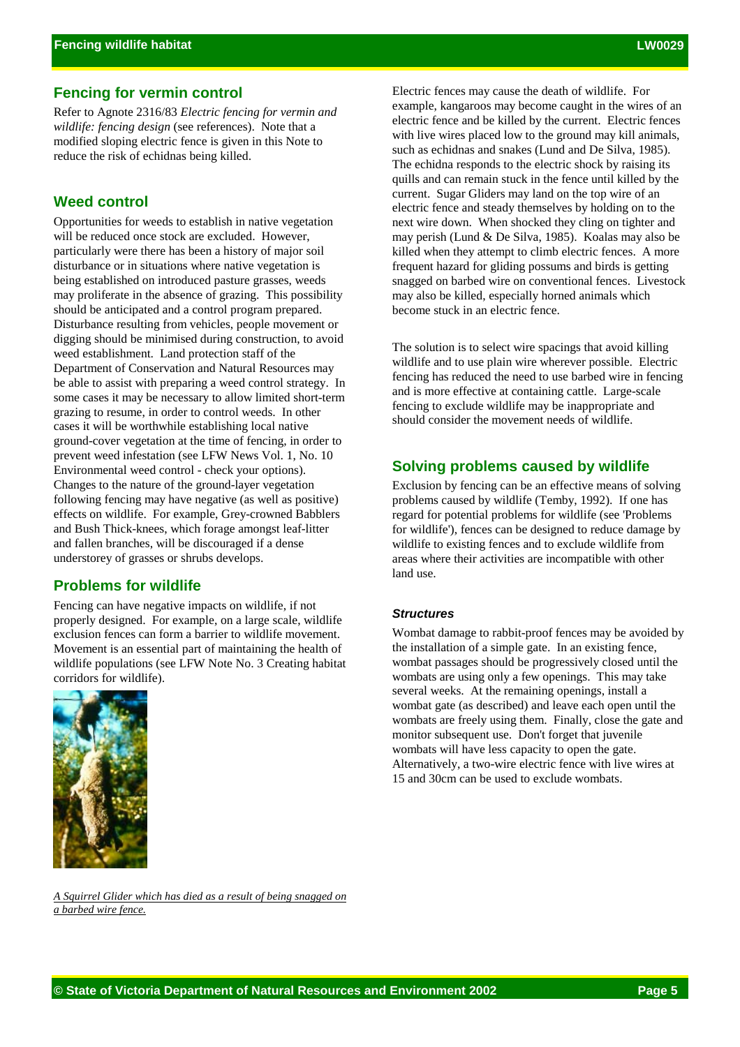## Fencing for vermin control

Refer to Agnote 2316/83 *Electric fencing for vermin and wildlife: fencing design* (see references). Note that a modified sloping electric fence is given in this Note to reduce the risk of echidnas being killed.

## Weed control

Opportunities for weeds to establish in native vegetation will be reduced once stock are excluded. However, particularly were there has been a history of major soil disturbance or in situations where native vegetation is being established on introduced pasture grasses, weeds may proliferate in the absence of grazing. This possibility should be anticipated and a control program prepared. Disturbance resulting from vehicles, people movement or digging should be minimised during construction, to avoid weed establishment. Land protection staff of the Department of Conservation and Natural Resources may be able to assist with preparing a weed control strategy. In some cases it may be necessary to allow limited short-term grazing to resume, in order to control weeds. In other cases it will be worthwhile establishing local native ground-cover vegetation at the time of fencing, in order to prevent weed infestation (see LFW News Vol. 1, No. 10 Environmental weed control - check your options). Changes to the nature of the ground-layer vegetation following fencing may have negative (as well as positive) effects on wildlife. For example, Grey-crowned Babblers and Bush Thick-knees, which forage amongst leaf-litter and fallen branches, will be discouraged if a dense understorey of grasses or shrubs develops.

## Problems for wildlife

Fencing can have negative impacts on wildlife, if not properly designed. For example, on a large scale, wildlife exclusion fences can form a barrier to wildlife movement. Movement is an essential part of maintaining the health of wildlife populations (see LFW Note No. 3 Creating habitat corridors for wildlife).

*A Squirrel Glider which has died as a result of being snagged on a barbed wire fence.*

Electric fences may cause the death of wildlife. For example, kangaroos may become caught in the wires of an electric fence and be killed by the current. Electric fences with live wires placed low to the ground may kill animals, such as echidnas and snakes (Lund and De Silva, 1985). The echidna responds to the electric shock by raising its quills and can remain stuck in the fence until killed by the current. Sugar Gliders may land on the top wire of an electric fence and steady themselves by holding on to the next wire down. When shocked they cling on tighter and may perish (Lund & De Silva, 1985). Koalas may also be killed when they attempt to climb electric fences. A more frequent hazard for gliding possums and birds is getting snagged on barbed wire on conventional fences. Livestock may also be killed, especially horned animals which become stuck in an electric fence.

The solution is to select wire spacings that avoid killing wildlife and to use plain wire wherever possible. Electric fencing has reduced the need to use barbed wire in fencing and is more effective at containing cattle. Large-scale fencing to exclude wildlife may be inappropriate and should consider the movement needs of wildlife.

## Solving problems caused by wildlife

Exclusion by fencing can be an effective means of solving problems caused by wildlife (Temby, 1992). If one has regard for potential problems for wildlife (see 'Problems for wildlife'), fences can be designed to reduce damage by wildlife to existing fences and to exclude wildlife from areas where their activities are incompatible with other land use.

### *Structures*

Wombat damage to rabbit-proof fences may be avoided by the installation of a simple gate. In an existing fence, wombat passages should be progressively closed until the wombats are using only a few openings. This may take several weeks. At the remaining openings, install a wombat gate (as described) and leave each open until the wombats are freely using them. Finally, close the gate and monitor subsequent use. Don't forget that juvenile wombats will have less capacity to open the gate. Alternatively, a two-wire electric fence with live wires at 15 and 30cm can be used to exclude wombats.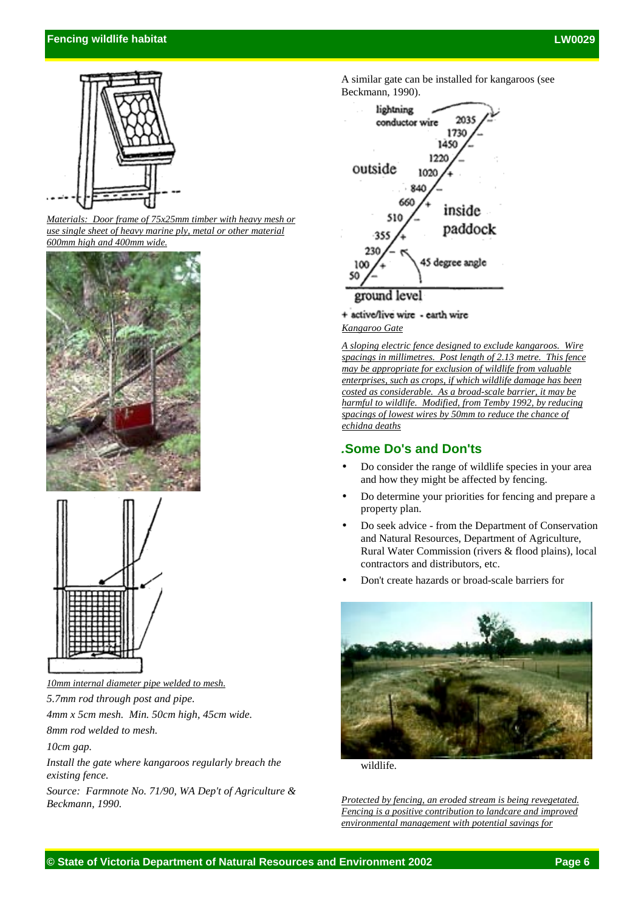*Materials: Door frame of 75x25mm timber with heavy mesh or use single sheet of heavy marine ply, metal or other material 600mm high and 400mm wide.*

*10mm internal diameter pipe welded to mesh.*

*5.7mm rod through post and pipe.*

*4mm x 5cm mesh. Min. 50cm high, 45cm wide.*

*8mm rod welded to mesh.*

*10cm gap.*

*Install the gate where kangaroos regularly breach the existing fence.*

*Source: Farmnote No. 71/90, WA Dep't of Agriculture & Beckmann, 1990.*

A similar gate can be installed for kangaroos (see Beckmann, 1990).

+ active/live wire - earth wire

*Kangaroo Gate*

*A sloping electric fence designed to exclude kangaroos. Wire spacings in millimetres. Post length of 2.13 metre. This fence may be appropriate for exclusion of wildlife from valuable enterprises, such as crops, if which wildlife damage has been costed as considerable. As a broad-scale barrier, it may be harmful to wildlife. Modified, from Temby 1992, by reducing spacings of lowest wires by 50mm to reduce the chance of echidna deaths*

## .Some Do's and Don'ts

- Do consider the range of wildlife species in your area and how they might be affected by fencing.
- Do determine your priorities for fencing and prepare a property plan.
- Do seek advice - from the Department of Conservation and Natural Resources, Department of Agriculture, Rural Water Commission (rivers & flood plains), local contractors and distributors, etc.
- Don't create hazards or broad-scale barriers for wildlife.

*Protected by fencing, an eroded stream is being revegetated. Fencing is a positive contribution to landcare and improved environmental management with potential savings for*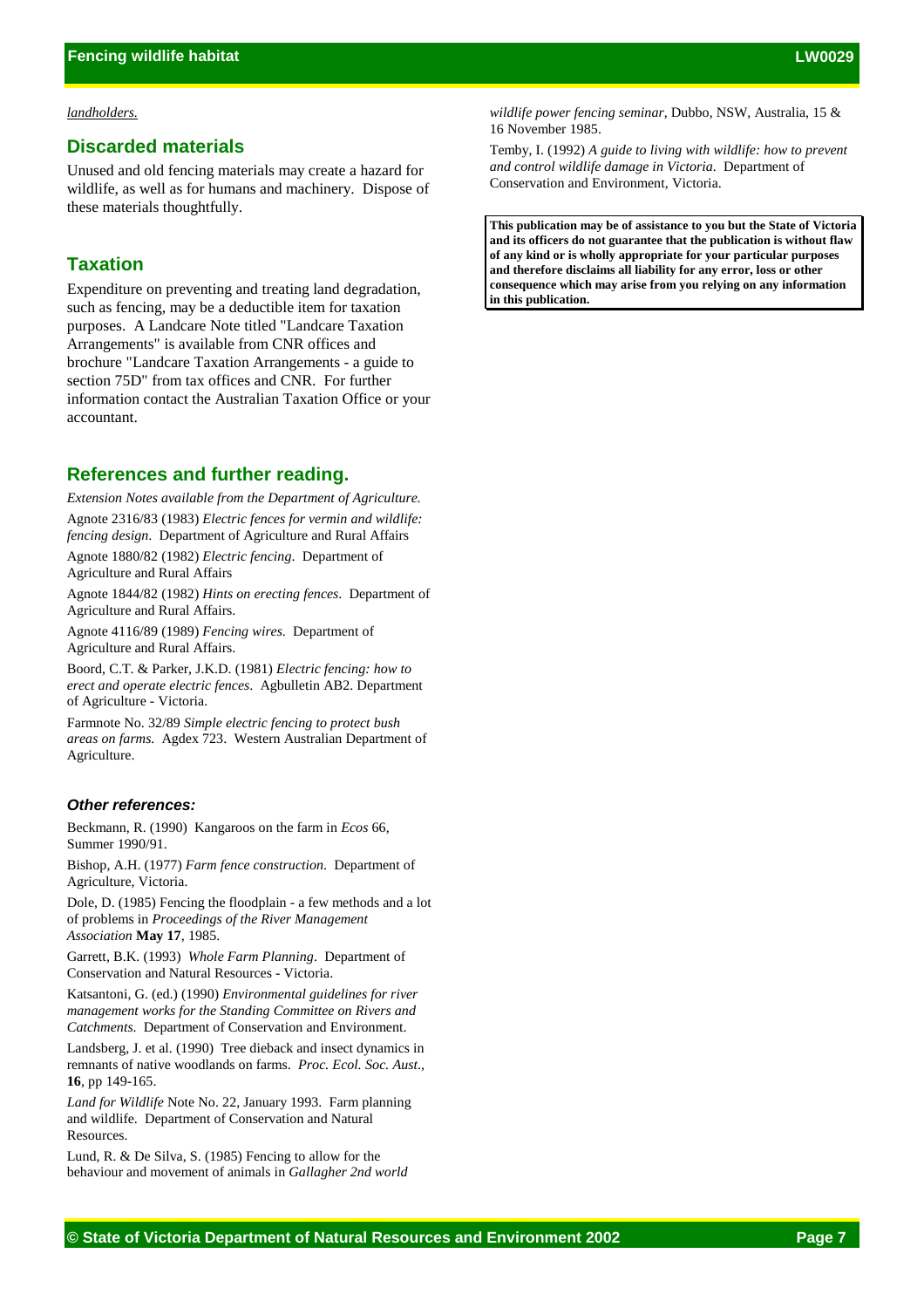*landholders.*

## Discarded materials

Unused and old fencing materials may create a hazard for wildlife, as well as for humans and machinery. Dispose of these materials thoughtfully.

## Taxation

Expenditure on preventing and treating land degradation, such as fencing, may be a deductible item for taxation purposes. A Landcare Note titled "Landcare Taxation Arrangements" is available from CNR offices and brochure "Landcare Taxation Arrangements - a guide to section 75D" from tax offices and CNR. For further information contact the Australian Taxation Office or your accountant.

## References and further reading.

*Extension Notes available from the Department of Agriculture.*

Agnote 2316/83 (1983) *Electric fences for vermin and wildlife: fencing design*. Department of Agriculture and Rural Affairs

Agnote 1880/82 (1982) *Electric fencing*. Department of Agriculture and Rural Affairs

Agnote 1844/82 (1982) *Hints on erecting fences*. Department of Agriculture and Rural Affairs.

Agnote 4116/89 (1989) *Fencing wires*. Department of Agriculture and Rural Affairs.

Boord, C.T. & Parker, J.K.D. (1981) *Electric fencing: how to erect and operate electric fences*. Agbulletin AB2. Department of Agriculture - Victoria.

Farmnote No. 32/89 *Simple electric fencing to protect bush areas on farms*. Agdex 723. Western Australian Department of Agriculture.

### *Other references:*

Beckmann, R. (1990) Kangaroos on the farm in *Ecos* 66, Summer 1990/91.

Bishop, A.H. (1977) *Farm fence construction*. Department of Agriculture, Victoria.

Dole, D. (1985) Fencing the floodplain - a few methods and a lot of problems in *Proceedings of the River Management Association* **May 17**, 1985.

Garrett, B.K. (1993) *Whole Farm Planning*. Department of Conservation and Natural Resources - Victoria.

Katsantoni, G. (ed.) (1990) *Environmental guidelines for river management works for the Standing Committee on Rivers and Catchments*. Department of Conservation and Environment.

Landsberg, J. et al. (1990) Tree dieback and insect dynamics in remnants of native woodlands on farms. *Proc. Ecol. Soc. Aust*., **16**, pp 149-165.

*Land for Wildlife* Note No. 22, January 1993. Farm planning and wildlife. Department of Conservation and Natural Resources.

Lund, R. & De Silva, S. (1985) Fencing to allow for the behaviour and movement of animals in *Gallagher 2nd world wildlife power fencing seminar*, Dubbo, NSW, Australia, 15 & 16 November 1985.

Temby, I. (1992) *A guide to living with wildlife: how to prevent and control wildlife damage in Victoria*. Department of Conservation and Environment, Victoria.

**This publication may be of assistance to you but the State of Victoria and its officers do not guarantee that the publication is without flaw of any kind or is wholly appropriate for your particular purposes and therefore disclaims all liability for any error, loss or other consequence which may arise from you relying on any information in this publication.**